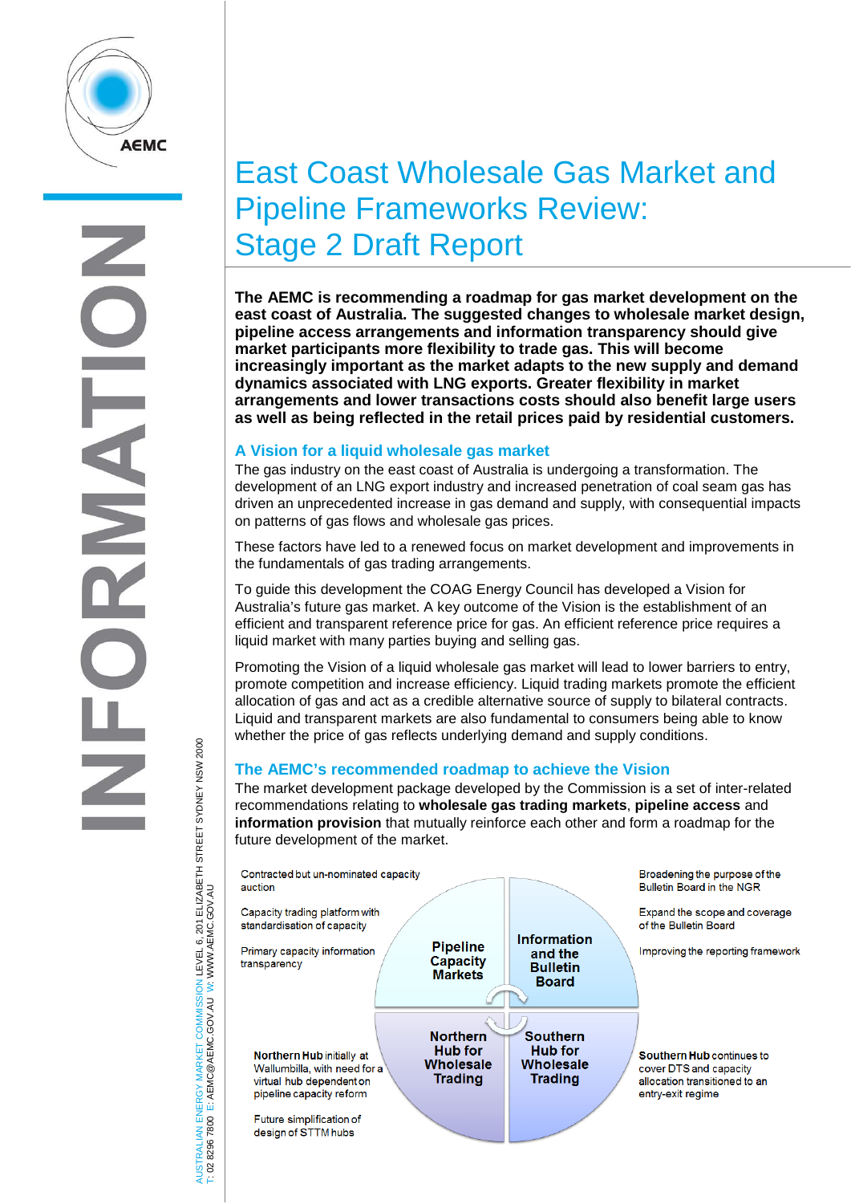# East Coast Wholesale Gas Market and Pipeline Frameworks Review: Stage 2 Draft Report

**The AEMC is recommending a roadmap for gas market development on the east coast of Australia. The suggested changes to wholesale market design, pipeline access arrangements and information transparency should give market participants more flexibility to trade gas. This will become increasingly important as the market adapts to the new supply and demand dynamics associated with LNG exports. Greater flexibility in market arrangements and lower transactions costs should also benefit large users as well as being reflected in the retail prices paid by residential customers.**

## A Vision for a liquid wholesale gas market

The gas industry on the east coast of Australia is undergoing a transformation. The development of an LNG export industry and increased penetration of coal seam gas has driven an unprecedented increase in gas demand and supply, with consequential impacts on patterns of gas flows and wholesale gas prices.

These factors have led to a renewed focus on market development and improvements in the fundamentals of gas trading arrangements.

To guide this development the COAG Energy Council has developed a Vision for Australia's future gas market. A key outcome of the Vision is the establishment of an efficient and transparent reference price for gas. An efficient reference price requires a liquid market with many parties buying and selling gas.

Promoting the Vision of a liquid wholesale gas market will lead to lower barriers to entry, promote competition and increase efficiency. Liquid trading markets promote the efficient allocation of gas and act as a credible alternative source of supply to bilateral contracts. Liquid and transparent markets are also fundamental to consumers being able to know whether the price of gas reflects underlying demand and supply conditions.

## The AEMC's recommended roadmap to achieve the Vision

The market development package developed by the Commission is a set of inter-related recommendations relating to **wholesale gas trading markets**, **pipeline access** and **information provision** that mutually reinforce each other and form a roadmap for the future development of the market.

**Pipeline Capacity Markets**
- Contracted but un-nominated capacity auction
- Capacity trading platform with standardisation of capacity
- Primary capacity information transparency

**Information and the Bulletin Board**
- Broadening the purpose of the Bulletin Board in the NGR
- Expand the scope and coverage of the Bulletin Board
- Improving the reporting framework

**Northern Hub for Wholesale Trading**
- **Northern Hub** initially at Wallumbilla, with need for a virtual hub dependent on pipeline capacity reform
- Future simplification of design of STTM hubs

**Southern Hub for Wholesale Trading**
- **Southern Hub** continues to cover DTS and capacity allocation transitioned to an entry-exit regime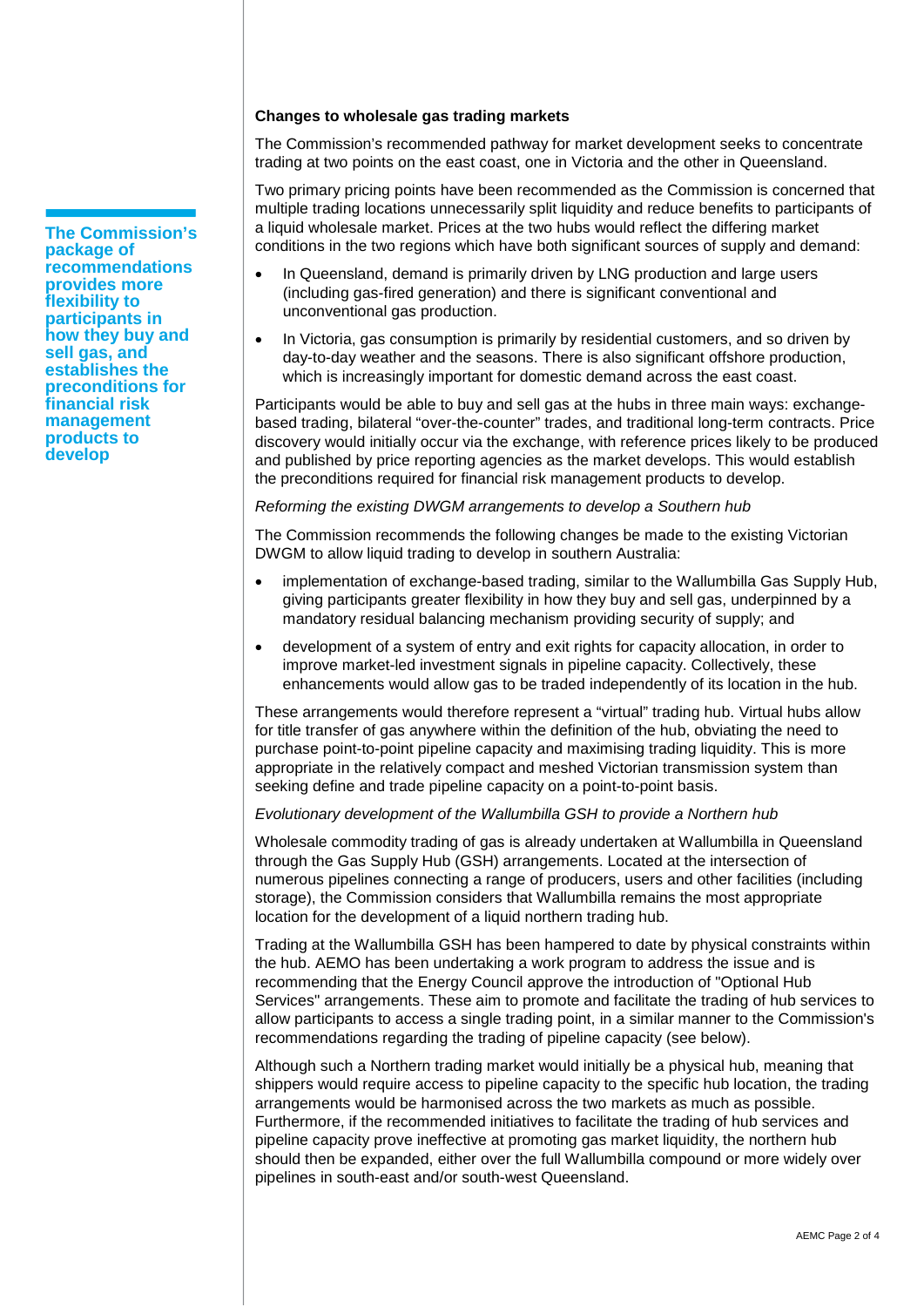**The Commission's package of recommendations provides more flexibility to participants in how they buy and sell gas, and establishes the preconditions for financial risk management products to develop**

## Changes to wholesale gas trading markets

The Commission's recommended pathway for market development seeks to concentrate trading at two points on the east coast, one in Victoria and the other in Queensland.

Two primary pricing points have been recommended as the Commission is concerned that multiple trading locations unnecessarily split liquidity and reduce benefits to participants of a liquid wholesale market. Prices at the two hubs would reflect the differing market conditions in the two regions which have both significant sources of supply and demand:

- In Queensland, demand is primarily driven by LNG production and large users (including gas-fired generation) and there is significant conventional and unconventional gas production.
- In Victoria, gas consumption is primarily by residential customers, and so driven by day-to-day weather and the seasons. There is also significant offshore production, which is increasingly important for domestic demand across the east coast.

Participants would be able to buy and sell gas at the hubs in three main ways: exchange-based trading, bilateral "over-the-counter" trades, and traditional long-term contracts. Price discovery would initially occur via the exchange, with reference prices likely to be produced and published by price reporting agencies as the market develops. This would establish the preconditions required for financial risk management products to develop.

*Reforming the existing DWGM arrangements to develop a Southern hub*

The Commission recommends the following changes be made to the existing Victorian DWGM to allow liquid trading to develop in southern Australia:

- implementation of exchange-based trading, similar to the Wallumbilla Gas Supply Hub, giving participants greater flexibility in how they buy and sell gas, underpinned by a mandatory residual balancing mechanism providing security of supply; and
- development of a system of entry and exit rights for capacity allocation, in order to improve market-led investment signals in pipeline capacity. Collectively, these enhancements would allow gas to be traded independently of its location in the hub.

These arrangements would therefore represent a "virtual" trading hub. Virtual hubs allow for title transfer of gas anywhere within the definition of the hub, obviating the need to purchase point-to-point pipeline capacity and maximising trading liquidity. This is more appropriate in the relatively compact and meshed Victorian transmission system than seeking define and trade pipeline capacity on a point-to-point basis.

*Evolutionary development of the Wallumbilla GSH to provide a Northern hub*

Wholesale commodity trading of gas is already undertaken at Wallumbilla in Queensland through the Gas Supply Hub (GSH) arrangements. Located at the intersection of numerous pipelines connecting a range of producers, users and other facilities (including storage), the Commission considers that Wallumbilla remains the most appropriate location for the development of a liquid northern trading hub.

Trading at the Wallumbilla GSH has been hampered to date by physical constraints within the hub. AEMO has been undertaking a work program to address the issue and is recommending that the Energy Council approve the introduction of "Optional Hub Services" arrangements. These aim to promote and facilitate the trading of hub services to allow participants to access a single trading point, in a similar manner to the Commission's recommendations regarding the trading of pipeline capacity (see below).

Although such a Northern trading market would initially be a physical hub, meaning that shippers would require access to pipeline capacity to the specific hub location, the trading arrangements would be harmonised across the two markets as much as possible. Furthermore, if the recommended initiatives to facilitate the trading of hub services and pipeline capacity prove ineffective at promoting gas market liquidity, the northern hub should then be expanded, either over the full Wallumbilla compound or more widely over pipelines in south-east and/or south-west Queensland.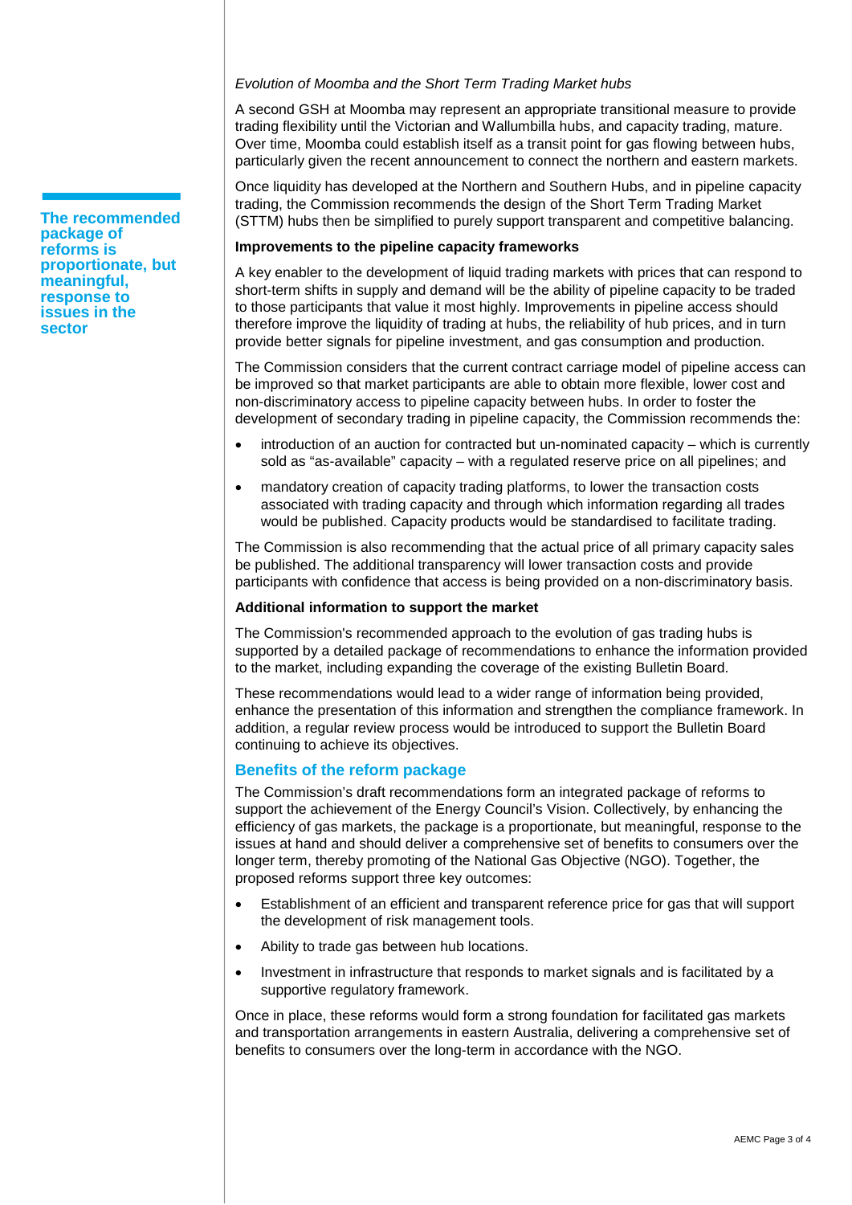*Evolution of Moomba and the Short Term Trading Market hubs*

A second GSH at Moomba may represent an appropriate transitional measure to provide trading flexibility until the Victorian and Wallumbilla hubs, and capacity trading, mature. Over time, Moomba could establish itself as a transit point for gas flowing between hubs, particularly given the recent announcement to connect the northern and eastern markets.

**The recommended package of reforms is proportionate, but meaningful, response to issues in the sector**

Once liquidity has developed at the Northern and Southern Hubs, and in pipeline capacity trading, the Commission recommends the design of the Short Term Trading Market (STTM) hubs then be simplified to purely support transparent and competitive balancing.

**Improvements to the pipeline capacity frameworks**

A key enabler to the development of liquid trading markets with prices that can respond to short-term shifts in supply and demand will be the ability of pipeline capacity to be traded to those participants that value it most highly. Improvements in pipeline access should therefore improve the liquidity of trading at hubs, the reliability of hub prices, and in turn provide better signals for pipeline investment, and gas consumption and production.

The Commission considers that the current contract carriage model of pipeline access can be improved so that market participants are able to obtain more flexible, lower cost and non-discriminatory access to pipeline capacity between hubs. In order to foster the development of secondary trading in pipeline capacity, the Commission recommends the:

- introduction of an auction for contracted but un-nominated capacity – which is currently sold as "as-available" capacity – with a regulated reserve price on all pipelines; and
- mandatory creation of capacity trading platforms, to lower the transaction costs associated with trading capacity and through which information regarding all trades would be published. Capacity products would be standardised to facilitate trading.

The Commission is also recommending that the actual price of all primary capacity sales be published. The additional transparency will lower transaction costs and provide participants with confidence that access is being provided on a non-discriminatory basis.

**Additional information to support the market**

The Commission's recommended approach to the evolution of gas trading hubs is supported by a detailed package of recommendations to enhance the information provided to the market, including expanding the coverage of the existing Bulletin Board.

These recommendations would lead to a wider range of information being provided, enhance the presentation of this information and strengthen the compliance framework. In addition, a regular review process would be introduced to support the Bulletin Board continuing to achieve its objectives.

## Benefits of the reform package

The Commission's draft recommendations form an integrated package of reforms to support the achievement of the Energy Council's Vision. Collectively, by enhancing the efficiency of gas markets, the package is a proportionate, but meaningful, response to the issues at hand and should deliver a comprehensive set of benefits to consumers over the longer term, thereby promoting of the National Gas Objective (NGO). Together, the proposed reforms support three key outcomes:

- Establishment of an efficient and transparent reference price for gas that will support the development of risk management tools.
- Ability to trade gas between hub locations.
- Investment in infrastructure that responds to market signals and is facilitated by a supportive regulatory framework.

Once in place, these reforms would form a strong foundation for facilitated gas markets and transportation arrangements in eastern Australia, delivering a comprehensive set of benefits to consumers over the long-term in accordance with the NGO.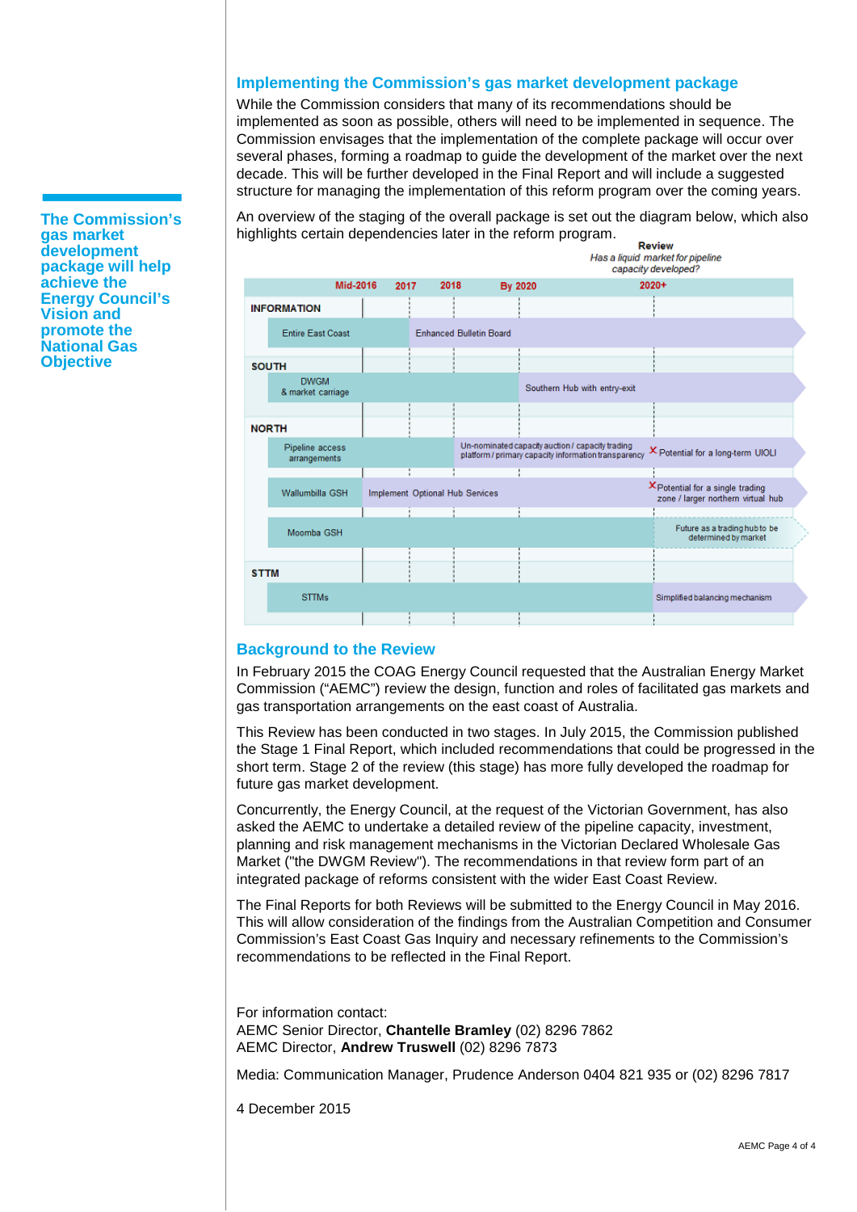The Commission's gas market development package will help achieve the Energy Council's Vision and promote the National Gas Objective

## Implementing the Commission's gas market development package

While the Commission considers that many of its recommendations should be implemented as soon as possible, others will need to be implemented in sequence. The Commission envisages that the implementation of the complete package will occur over several phases, forming a roadmap to guide the development of the market over the next decade. This will be further developed in the Final Report and will include a suggested structure for managing the implementation of this reform program over the coming years.

An overview of the staging of the overall package is set out the diagram below, which also highlights certain dependencies later in the reform program.

Review
*Has a liquid market for pipeline capacity developed?*

Mid-2016
2017
2018
By 2020
2020+

INFORMATION
Entire East Coast
Enhanced Bulletin Board

SOUTH
DWGM & market carriage
Southern Hub with entry-exit

NORTH
Pipeline access arrangements
Un-nominated capacity auction / capacity trading platform / primary capacity information transparency
Potential for a long-term UIOLI
Wallumbilla GSH
Implement Optional Hub Services
Potential for a single trading zone / larger northern virtual hub
Moomba GSH
Future as a trading hub to be determined by market

STTM
STTMs
Simplified balancing mechanism

## Background to the Review

In February 2015 the COAG Energy Council requested that the Australian Energy Market Commission ("AEMC") review the design, function and roles of facilitated gas markets and gas transportation arrangements on the east coast of Australia.

This Review has been conducted in two stages. In July 2015, the Commission published the Stage 1 Final Report, which included recommendations that could be progressed in the short term. Stage 2 of the review (this stage) has more fully developed the roadmap for future gas market development.

Concurrently, the Energy Council, at the request of the Victorian Government, has also asked the AEMC to undertake a detailed review of the pipeline capacity, investment, planning and risk management mechanisms in the Victorian Declared Wholesale Gas Market ("the DWGM Review"). The recommendations in that review form part of an integrated package of reforms consistent with the wider East Coast Review.

The Final Reports for both Reviews will be submitted to the Energy Council in May 2016. This will allow consideration of the findings from the Australian Competition and Consumer Commission's East Coast Gas Inquiry and necessary refinements to the Commission's recommendations to be reflected in the Final Report.

For information contact:
AEMC Senior Director, **Chantelle Bramley** (02) 8296 7862
AEMC Director, **Andrew Truswell** (02) 8296 7873

Media: Communication Manager, Prudence Anderson 0404 821 935 or (02) 8296 7817

4 December 2015